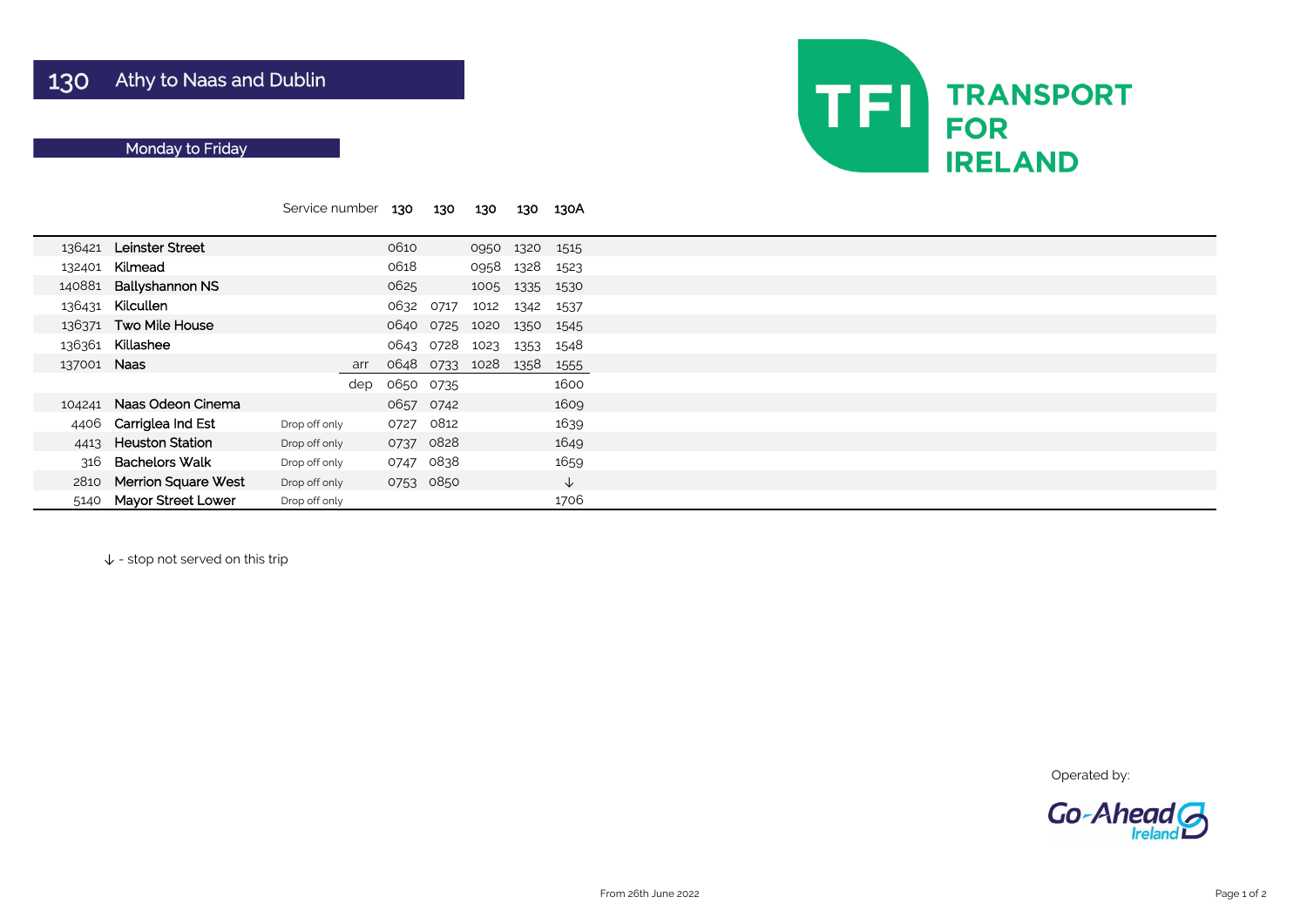# 130 Athy to Naas and Dublin

## Monday to Friday

TRANSPORT FOR IRELAND

| | | | | 130 | 130 | 130 | 130 | 130A |
|---|---|---|---|---|---|---|---|---|
| | | | Service number | 130 | 130 | 130 | 130 | 130A |
| 136421 | Leinster Street | | | 0610 | | 0950 | 1320 | 1515 |
| 132401 | Kilmead | | | 0618 | | 0958 | 1328 | 1523 |
| 140881 | Ballyshannon NS | | | 0625 | | 1005 | 1335 | 1530 |
| 136431 | Kilcullen | | | 0632 | 0717 | 1012 | 1342 | 1537 |
| 136371 | Two Mile House | | | 0640 | 0725 | 1020 | 1350 | 1545 |
| 136361 | Killashee | | | 0643 | 0728 | 1023 | 1353 | 1548 |
| 137001 | Naas | | arr | 0648 | 0733 | 1028 | 1358 | 1555 |
| | | | dep | 0650 | 0735 | | | 1600 |
| 104241 | Naas Odeon Cinema | | | 0657 | 0742 | | | 1609 |
| 4406 | Carriglea Ind Est | Drop off only | | 0727 | 0812 | | | 1639 |
| 4413 | Heuston Station | Drop off only | | 0737 | 0828 | | | 1649 |
| 316 | Bachelors Walk | Drop off only | | 0747 | 0838 | | | 1659 |
| 2810 | Merrion Square West | Drop off only | | 0753 | 0850 | | | ↓ |
| 5140 | Mayor Street Lower | Drop off only | | | | | | 1706 |

↓ - stop not served on this trip

Operated by: Go-Ahead Ireland

From 26th June 2022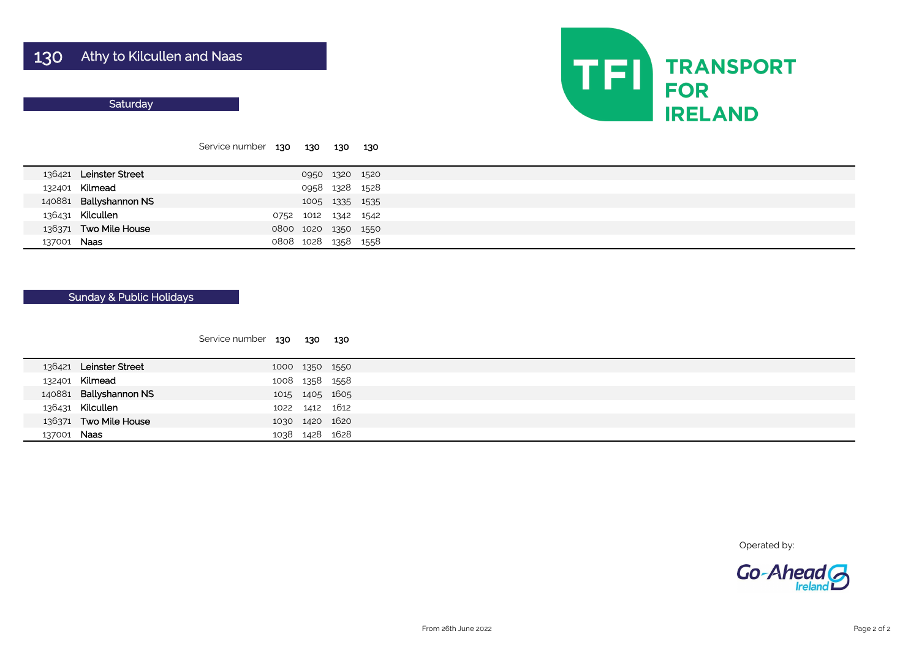# 130 Athy to Kilcullen and Naas

**TRANSPORT FOR IRELAND**

## Saturday

| | Service number | 130 | 130 | 130 | 130 |
|---|---|---|---|---|---|
| 136421 | Leinster Street | | 0950 | 1320 | 1520 |
| 132401 | Kilmead | | 0958 | 1328 | 1528 |
| 140881 | Ballyshannon NS | | 1005 | 1335 | 1535 |
| 136431 | Kilcullen | 0752 | 1012 | 1342 | 1542 |
| 136371 | Two Mile House | 0800 | 1020 | 1350 | 1550 |
| 137001 | Naas | 0808 | 1028 | 1358 | 1558 |

## Sunday & Public Holidays

| | Service number | 130 | 130 | 130 |
|---|---|---|---|---|
| 136421 | Leinster Street | 1000 | 1350 | 1550 |
| 132401 | Kilmead | 1008 | 1358 | 1558 |
| 140881 | Ballyshannon NS | 1015 | 1405 | 1605 |
| 136431 | Kilcullen | 1022 | 1412 | 1612 |
| 136371 | Two Mile House | 1030 | 1420 | 1620 |
| 137001 | Naas | 1038 | 1428 | 1628 |

Operated by: Go-Ahead Ireland

From 26th June 2022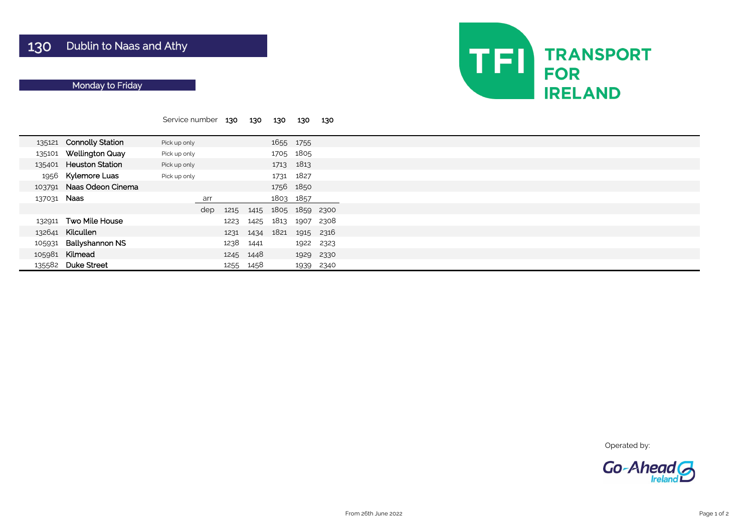# 130 Dublin to Naas and Athy

## Monday to Friday

TFI TRANSPORT FOR IRELAND

| | | | | Service number | 130 | 130 | 130 | 130 | 130 |
|---|---|---|---|---|---|---|---|---|---|
| 135121 | Connolly Station | Pick up only | | | | | 1655 | 1755 | |
| 135101 | Wellington Quay | Pick up only | | | | | 1705 | 1805 | |
| 135401 | Heuston Station | Pick up only | | | | | 1713 | 1813 | |
| 1956 | Kylemore Luas | Pick up only | | | | | 1731 | 1827 | |
| 103791 | Naas Odeon Cinema | | | | | | 1756 | 1850 | |
| 137031 | Naas | | arr | | | | 1803 | 1857 | |
| | | | dep | | 1215 | 1415 | 1805 | 1859 | 2300 |
| 132911 | Two Mile House | | | | 1223 | 1425 | 1813 | 1907 | 2308 |
| 132641 | Kilcullen | | | | 1231 | 1434 | 1821 | 1915 | 2316 |
| 105931 | Ballyshannon NS | | | | 1238 | 1441 | | 1922 | 2323 |
| 105981 | Kilmead | | | | 1245 | 1448 | | 1929 | 2330 |
| 135582 | Duke Street | | | | 1255 | 1458 | | 1939 | 2340 |

Operated by: Go-Ahead Ireland

From 26th June 2022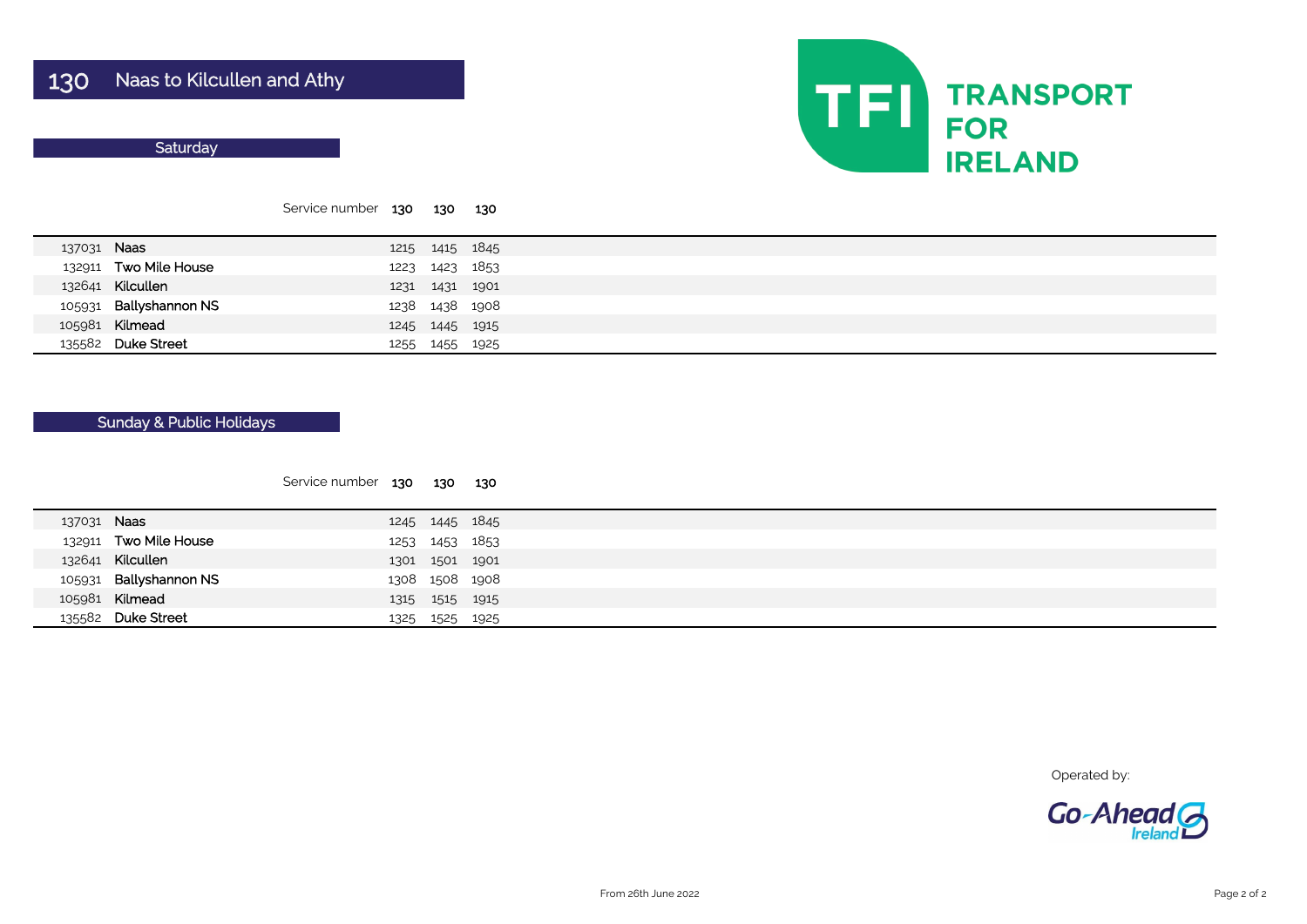# 130 Naas to Kilcullen and Athy

TRANSPORT FOR IRELAND

## Saturday

| | Service number | 130 | 130 | 130 |
|---|---|---|---|---|
| 137031 | Naas | 1215 | 1415 | 1845 |
| 132911 | Two Mile House | 1223 | 1423 | 1853 |
| 132641 | Kilcullen | 1231 | 1431 | 1901 |
| 105931 | Ballyshannon NS | 1238 | 1438 | 1908 |
| 105981 | Kilmead | 1245 | 1445 | 1915 |
| 135582 | Duke Street | 1255 | 1455 | 1925 |

## Sunday & Public Holidays

| | Service number | 130 | 130 | 130 |
|---|---|---|---|---|
| 137031 | Naas | 1245 | 1445 | 1845 |
| 132911 | Two Mile House | 1253 | 1453 | 1853 |
| 132641 | Kilcullen | 1301 | 1501 | 1901 |
| 105931 | Ballyshannon NS | 1308 | 1508 | 1908 |
| 105981 | Kilmead | 1315 | 1515 | 1915 |
| 135582 | Duke Street | 1325 | 1525 | 1925 |

Operated by: Go-Ahead Ireland

From 26th June 2022